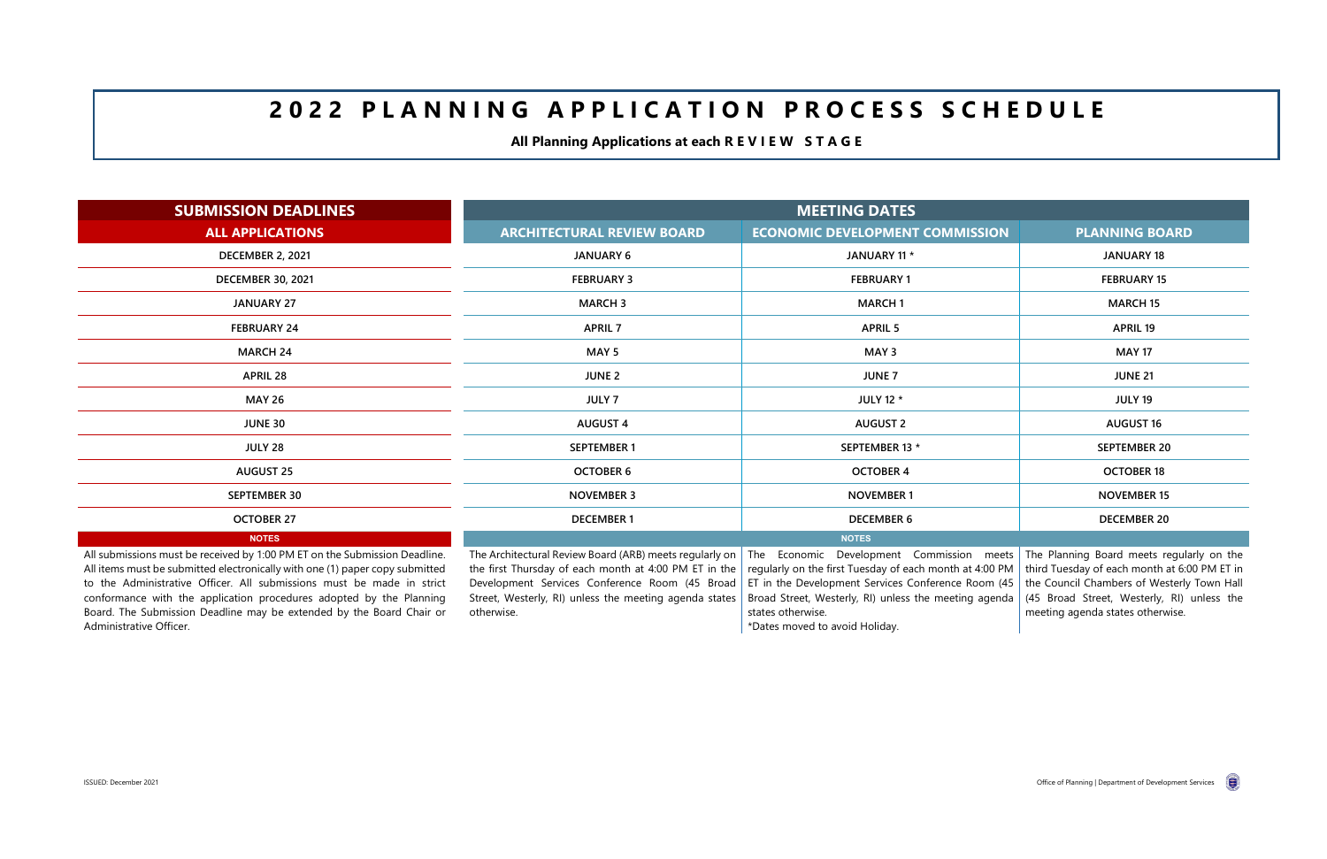# 2022 PLANNING APPLICATION PROCESS SCHEDULE

**All Planning Applications at each REVIEW STAGE**

| SUBMISSION DEADLINES | MEETING DATES | | |
|---|---|---|---|
| ALL APPLICATIONS | ARCHITECTURAL REVIEW BOARD | ECONOMIC DEVELOPMENT COMMISSION | PLANNING BOARD |
| DECEMBER 2, 2021 | JANUARY 6 | JANUARY 11 * | JANUARY 18 |
| DECEMBER 30, 2021 | FEBRUARY 3 | FEBRUARY 1 | FEBRUARY 15 |
| JANUARY 27 | MARCH 3 | MARCH 1 | MARCH 15 |
| FEBRUARY 24 | APRIL 7 | APRIL 5 | APRIL 19 |
| MARCH 24 | MAY 5 | MAY 3 | MAY 17 |
| APRIL 28 | JUNE 2 | JUNE 7 | JUNE 21 |
| MAY 26 | JULY 7 | JULY 12 * | JULY 19 |
| JUNE 30 | AUGUST 4 | AUGUST 2 | AUGUST 16 |
| JULY 28 | SEPTEMBER 1 | SEPTEMBER 13 * | SEPTEMBER 20 |
| AUGUST 25 | OCTOBER 6 | OCTOBER 4 | OCTOBER 18 |
| SEPTEMBER 30 | NOVEMBER 3 | NOVEMBER 1 | NOVEMBER 15 |
| OCTOBER 27 | DECEMBER 1 | DECEMBER 6 | DECEMBER 20 |

| NOTES | NOTES | | |
|---|---|---|---|
| All submissions must be received by 1:00 PM ET on the Submission Deadline. All items must be submitted electronically with one (1) paper copy submitted to the Administrative Officer. All submissions must be made in strict conformance with the application procedures adopted by the Planning Board. The Submission Deadline may be extended by the Board Chair or Administrative Officer. | The Architectural Review Board (ARB) meets regularly on the first Thursday of each month at 4:00 PM ET in the Development Services Conference Room (45 Broad Street, Westerly, RI) unless the meeting agenda states otherwise. | The Economic Development Commission meets regularly on the first Tuesday of each month at 4:00 PM ET in the Development Services Conference Room (45 Broad Street, Westerly, RI) unless the meeting agenda states otherwise.<br>*Dates moved to avoid Holiday. | The Planning Board meets regularly on the third Tuesday of each month at 6:00 PM ET in the Council Chambers of Westerly Town Hall (45 Broad Street, Westerly, RI) unless the meeting agenda states otherwise. |

ISSUED: December 2021

Office of Planning | Department of Development Services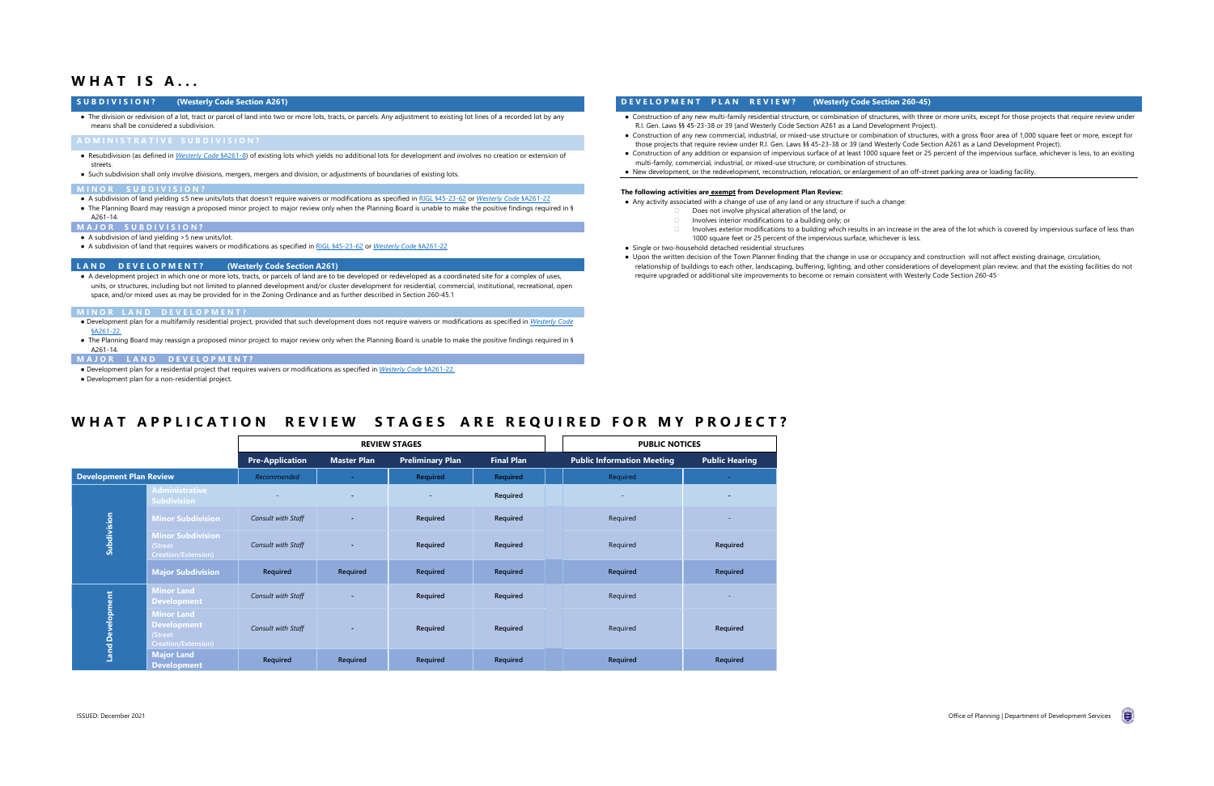# WHAT IS A...

## SUBDIVISION? (Westerly Code Section A261)

- The division or redivision of a lot, tract or parcel of land into two or more lots, tracts, or parcels. Any adjustment to existing lot lines of a recorded lot by any means shall be considered a subdivision.

### ADMINISTRATIVE SUBDIVISION?

- Resubdivision (as defined in *Westerly Code* §A261-8) of existing lots which yields no additional lots for development and involves no creation or extension of streets.
- Such subdivision shall only involve divisions, mergers, mergers and division, or adjustments of boundaries of existing lots.

### MINOR SUBDIVISION?

- A subdivision of land yielding ≤5 new units/lots that doesn't require waivers or modifications as specified in RIGL §45-23-62 or *Westerly Code* §A261-22
- The Planning Board may reassign a proposed minor project to major review only when the Planning Board is unable to make the positive findings required in § A261-14.

### MAJOR SUBDIVISION?

- A subdivision of land yielding >5 new units/lot.
- A subdivision of land that requires waivers or modifications as specified in RIGL §45-23-62 or *Westerly Code* §A261-22

## LAND DEVELOPMENT? (Westerly Code Section A261)

- A development project in which one or more lots, tracts, or parcels of land are to be developed or redeveloped as a coordinated site for a complex of uses, units, or structures, including but not limited to planned development and/or cluster development for residential, commercial, institutional, recreational, open space, and/or mixed uses as may be provided for in the Zoning Ordinance and as further described in Section 260-45.1

### MINOR LAND DEVELOPMENT?

- Development plan for a multifamily residential project, provided that such development does not require waivers or modifications as specified in *Westerly Code* §A261-22.
- The Planning Board may reassign a proposed minor project to major review only when the Planning Board is unable to make the positive findings required in § A261-14.

### MAJOR LAND DEVELOPMENT?

- Development plan for a residential project that requires waivers or modifications as specified in *Westerly Code* §A261-22.
- Development plan for a non-residential project.

## DEVELOPMENT PLAN REVIEW? (Westerly Code Section 260-45)

- Construction of any new multi-family residential structure, or combination of structures, with three or more units, except for those projects that require review under R.I. Gen. Laws §§ 45-23-38 or 39 (and Westerly Code Section A261 as a Land Development Project).
- Construction of any new commercial, industrial, or mixed-use structure or combination of structures, with a gross floor area of 1,000 square feet or more, except for those projects that require review under R.I. Gen. Laws §§ 45-23-38 or 39 (and Westerly Code Section A261 as a Land Development Project).
- Construction of any addition or expansion of impervious surface of at least 1000 square feet or 25 percent of the impervious surface, whichever is less, to an existing multi-family, commercial, industrial, or mixed-use structure, or combination of structures.
- New development, or the redevelopment, reconstruction, relocation, or enlargement of an off-street parking area or loading facility.

**The following activities are exempt from Development Plan Review:**

- Any activity associated with a change of use of any land or any structure if such a change:
  - Does not involve physical alteration of the land; or
  - Involves interior modifications to a building only; or
  - Involves exterior modifications to a building which results in an increase in the area of the lot which is covered by impervious surface of less than 1000 square feet or 25 percent of the impervious surface, whichever is less.
- Single or two-household detached residential structures
- Upon the written decision of the Town Planner finding that the change in use or occupancy and construction will not affect existing drainage, circulation, relationship of buildings to each other, landscaping, buffering, lighting, and other considerations of development plan review, and that the existing facilities do not require upgraded or additional site improvements to become or remain consistent with Westerly Code Section 260-45

# WHAT APPLICATION REVIEW STAGES ARE REQUIRED FOR MY PROJECT?

| | | REVIEW STAGES | | | | PUBLIC NOTICES | |
|---|---|---|---|---|---|---|---|
| | | Pre-Application | Master Plan | Preliminary Plan | Final Plan | Public Information Meeting | Public Hearing |
| Development Plan Review | | *Recommended* | - | Required | Required | Required | - |
| Subdivision | Administrative Subdivision | - | - | - | Required | - | - |
| | Minor Subdivision | *Consult with Staff* | - | Required | Required | Required | - |
| | Minor Subdivision (Street Creation/Extension) | *Consult with Staff* | - | Required | Required | Required | Required |
| | Major Subdivision | Required | Required | Required | Required | Required | Required |
| Land Development | Minor Land Development | *Consult with Staff* | - | Required | Required | Required | - |
| | Minor Land Development (Street Creation/Extension) | *Consult with Staff* | - | Required | Required | Required | Required |
| | Major Land Development | Required | Required | Required | Required | Required | Required |

ISSUED: December 2021

Office of Planning | Department of Development Services